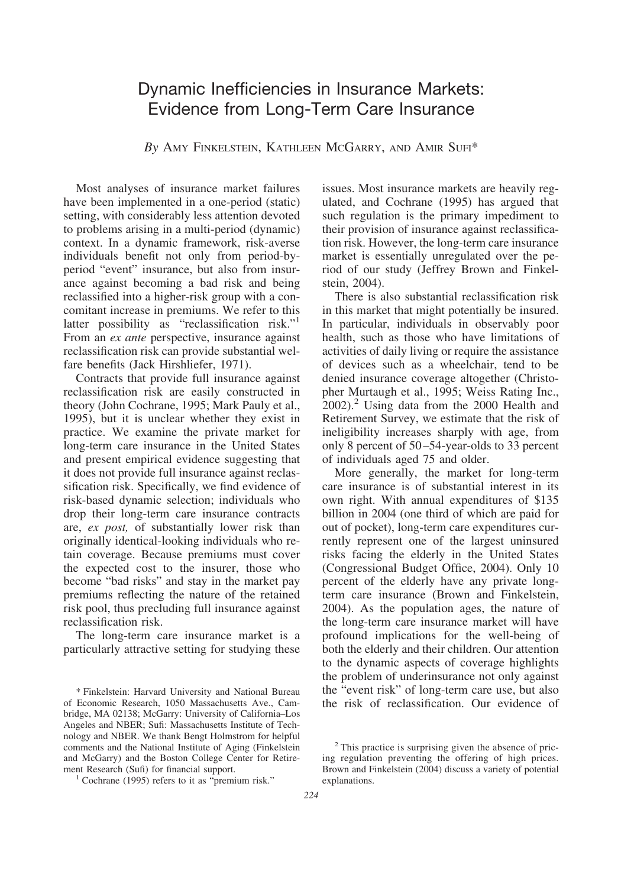# Dynamic Inefficiencies in Insurance Markets: Evidence from Long-Term Care Insurance

*By* AMY FINKELSTEIN, KATHLEEN MCGARRY, AND AMIR SUFI*

Most analyses of insurance market failures have been implemented in a one-period (static) setting, with considerably less attention devoted to problems arising in a multi-period (dynamic) context. In a dynamic framework, risk-averse individuals benefit not only from period-by-period "event" insurance, but also from insurance against becoming a bad risk and being reclassified into a higher-risk group with a concomitant increase in premiums. We refer to this latter possibility as "reclassification risk."[1] From an *ex ante* perspective, insurance against reclassification risk can provide substantial welfare benefits (Jack Hirshliefer, 1971).

Contracts that provide full insurance against reclassification risk are easily constructed in theory (John Cochrane, 1995; Mark Pauly et al., 1995), but it is unclear whether they exist in practice. We examine the private market for long-term care insurance in the United States and present empirical evidence suggesting that it does not provide full insurance against reclassification risk. Specifically, we find evidence of risk-based dynamic selection; individuals who drop their long-term care insurance contracts are, *ex post,* of substantially lower risk than originally identical-looking individuals who retain coverage. Because premiums must cover the expected cost to the insurer, those who become "bad risks" and stay in the market pay premiums reflecting the nature of the retained risk pool, thus precluding full insurance against reclassification risk.

The long-term care insurance market is a particularly attractive setting for studying these issues. Most insurance markets are heavily regulated, and Cochrane (1995) has argued that such regulation is the primary impediment to their provision of insurance against reclassification risk. However, the long-term care insurance market is essentially unregulated over the period of our study (Jeffrey Brown and Finkelstein, 2004).

There is also substantial reclassification risk in this market that might potentially be insured. In particular, individuals in observably poor health, such as those who have limitations of activities of daily living or require the assistance of devices such as a wheelchair, tend to be denied insurance coverage altogether (Christopher Murtaugh et al., 1995; Weiss Rating Inc., 2002).[2] Using data from the 2000 Health and Retirement Survey, we estimate that the risk of ineligibility increases sharply with age, from only 8 percent of 50–54-year-olds to 33 percent of individuals aged 75 and older.

More generally, the market for long-term care insurance is of substantial interest in its own right. With annual expenditures of $135 billion in 2004 (one third of which are paid for out of pocket), long-term care expenditures currently represent one of the largest uninsured risks facing the elderly in the United States (Congressional Budget Office, 2004). Only 10 percent of the elderly have any private long-term care insurance (Brown and Finkelstein, 2004). As the population ages, the nature of the long-term care insurance market will have profound implications for the well-being of both the elderly and their children. Our attention to the dynamic aspects of coverage highlights the problem of underinsurance not only against the "event risk" of long-term care use, but also the risk of reclassification. Our evidence of

\* Finkelstein: Harvard University and National Bureau of Economic Research, 1050 Massachusetts Ave., Cambridge, MA 02138; McGarry: University of California–Los Angeles and NBER; Sufi: Massachusetts Institute of Technology and NBER. We thank Bengt Holmstrom for helpful comments and the National Institute of Aging (Finkelstein and McGarry) and the Boston College Center for Retirement Research (Sufi) for financial support.

[1] Cochrane (1995) refers to it as "premium risk."

[2] This practice is surprising given the absence of pricing regulation preventing the offering of high prices. Brown and Finkelstein (2004) discuss a variety of potential explanations.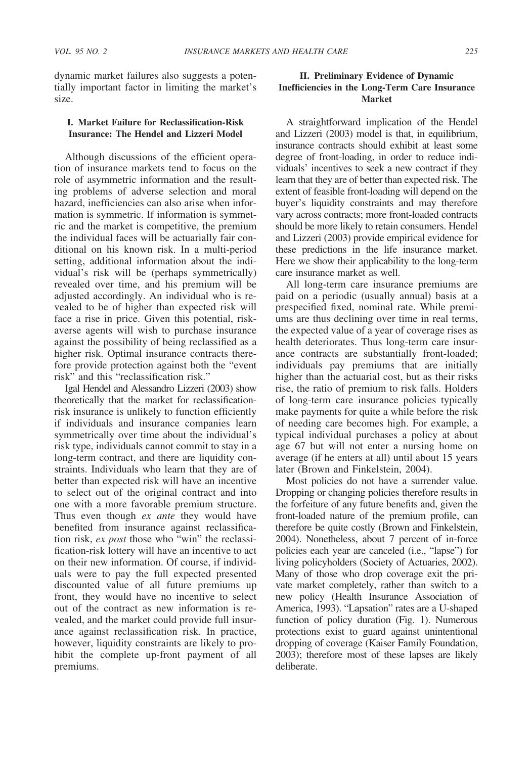dynamic market failures also suggests a potentially important factor in limiting the market's size.

## I. Market Failure for Reclassification-Risk Insurance: The Hendel and Lizzeri Model

Although discussions of the efficient operation of insurance markets tend to focus on the role of asymmetric information and the resulting problems of adverse selection and moral hazard, inefficiencies can also arise when information is symmetric. If information is symmetric and the market is competitive, the premium the individual faces will be actuarially fair conditional on his known risk. In a multi-period setting, additional information about the individual's risk will be (perhaps symmetrically) revealed over time, and his premium will be adjusted accordingly. An individual who is revealed to be of higher than expected risk will face a rise in price. Given this potential, risk-averse agents will wish to purchase insurance against the possibility of being reclassified as a higher risk. Optimal insurance contracts therefore provide protection against both the "event risk" and this "reclassification risk."

Igal Hendel and Alessandro Lizzeri (2003) show theoretically that the market for reclassification-risk insurance is unlikely to function efficiently if individuals and insurance companies learn symmetrically over time about the individual's risk type, individuals cannot commit to stay in a long-term contract, and there are liquidity constraints. Individuals who learn that they are of better than expected risk will have an incentive to select out of the original contract and into one with a more favorable premium structure. Thus even though *ex ante* they would have benefited from insurance against reclassification risk, *ex post* those who "win" the reclassification-risk lottery will have an incentive to act on their new information. Of course, if individuals were to pay the full expected presented discounted value of all future premiums up front, they would have no incentive to select out of the contract as new information is revealed, and the market could provide full insurance against reclassification risk. In practice, however, liquidity constraints are likely to prohibit the complete up-front payment of all premiums.

## II. Preliminary Evidence of Dynamic Inefficiencies in the Long-Term Care Insurance Market

A straightforward implication of the Hendel and Lizzeri (2003) model is that, in equilibrium, insurance contracts should exhibit at least some degree of front-loading, in order to reduce individuals' incentives to seek a new contract if they learn that they are of better than expected risk. The extent of feasible front-loading will depend on the buyer's liquidity constraints and may therefore vary across contracts; more front-loaded contracts should be more likely to retain consumers. Hendel and Lizzeri (2003) provide empirical evidence for these predictions in the life insurance market. Here we show their applicability to the long-term care insurance market as well.

All long-term care insurance premiums are paid on a periodic (usually annual) basis at a prespecified fixed, nominal rate. While premiums are thus declining over time in real terms, the expected value of a year of coverage rises as health deteriorates. Thus long-term care insurance contracts are substantially front-loaded; individuals pay premiums that are initially higher than the actuarial cost, but as their risks rise, the ratio of premium to risk falls. Holders of long-term care insurance policies typically make payments for quite a while before the risk of needing care becomes high. For example, a typical individual purchases a policy at about age 67 but will not enter a nursing home on average (if he enters at all) until about 15 years later (Brown and Finkelstein, 2004).

Most policies do not have a surrender value. Dropping or changing policies therefore results in the forfeiture of any future benefits and, given the front-loaded nature of the premium profile, can therefore be quite costly (Brown and Finkelstein, 2004). Nonetheless, about 7 percent of in-force policies each year are canceled (i.e., "lapse") for living policyholders (Society of Actuaries, 2002). Many of those who drop coverage exit the private market completely, rather than switch to a new policy (Health Insurance Association of America, 1993). "Lapsation" rates are a U-shaped function of policy duration (Fig. 1). Numerous protections exist to guard against unintentional dropping of coverage (Kaiser Family Foundation, 2003); therefore most of these lapses are likely deliberate.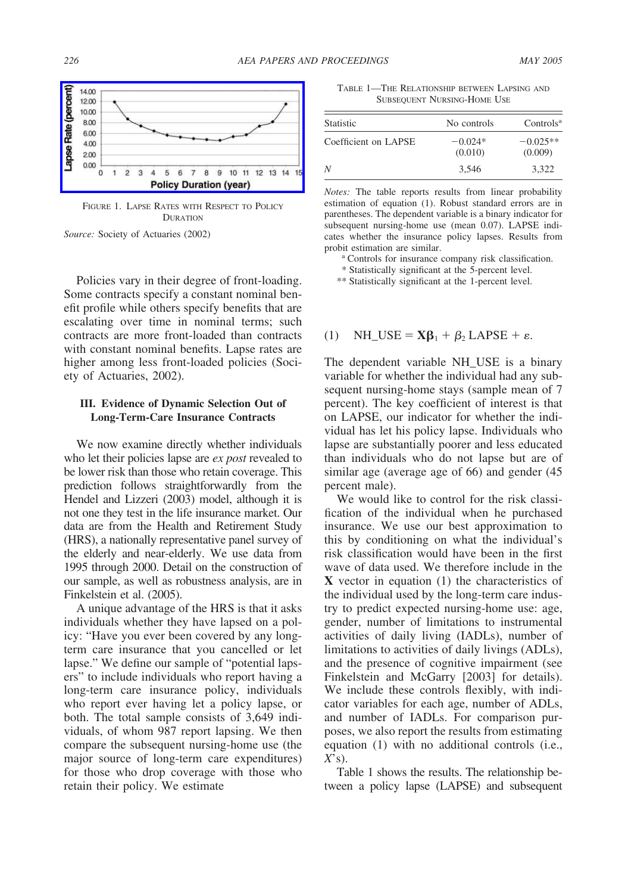FIGURE 1. LAPSE RATES WITH RESPECT TO POLICY DURATION

*Source:* Society of Actuaries (2002)

Policies vary in their degree of front-loading. Some contracts specify a constant nominal benefit profile while others specify benefits that are escalating over time in nominal terms; such contracts are more front-loaded than contracts with constant nominal benefits. Lapse rates are higher among less front-loaded policies (Society of Actuaries, 2002).

### III. Evidence of Dynamic Selection Out of Long-Term-Care Insurance Contracts

We now examine directly whether individuals who let their policies lapse are *ex post* revealed to be lower risk than those who retain coverage. This prediction follows straightforwardly from the Hendel and Lizzeri (2003) model, although it is not one they test in the life insurance market. Our data are from the Health and Retirement Study (HRS), a nationally representative panel survey of the elderly and near-elderly. We use data from 1995 through 2000. Detail on the construction of our sample, as well as robustness analysis, are in Finkelstein et al. (2005).

A unique advantage of the HRS is that it asks individuals whether they have lapsed on a policy: "Have you ever been covered by any long-term care insurance that you cancelled or let lapse." We define our sample of "potential lapsers" to include individuals who report having a long-term care insurance policy, individuals who report ever having let a policy lapse, or both. The total sample consists of 3,649 individuals, of whom 987 report lapsing. We then compare the subsequent nursing-home use (the major source of long-term care expenditures) for those who drop coverage with those who retain their policy. We estimate

TABLE 1—THE RELATIONSHIP BETWEEN LAPSING AND SUBSEQUENT NURSING-HOME USE

| Statistic | No controls | Controls[a] |
|---|---|---|
| Coefficient on LAPSE | −0.024* (0.010) | −0.025** (0.009) |
| $N$ | 3,546 | 3,322 |

*Notes:* The table reports results from linear probability estimation of equation (1). Robust standard errors are in parentheses. The dependent variable is a binary indicator for subsequent nursing-home use (mean 0.07). LAPSE indicates whether the insurance policy lapses. Results from probit estimation are similar.

[a] Controls for insurance company risk classification.

\* Statistically significant at the 5-percent level.

\*\* Statistically significant at the 1-percent level.

$$\text{(1)} \quad \text{NH\_USE} = \mathbf{X}\boldsymbol{\beta}_1 + \beta_2 \,\text{LAPSE} + \varepsilon.$$

The dependent variable NH_USE is a binary variable for whether the individual had any subsequent nursing-home stays (sample mean of 7 percent). The key coefficient of interest is that on LAPSE, our indicator for whether the individual has let his policy lapse. Individuals who lapse are substantially poorer and less educated than individuals who do not lapse but are of similar age (average age of 66) and gender (45 percent male).

We would like to control for the risk classification of the individual when he purchased insurance. We use our best approximation to this by conditioning on what the individual's risk classification would have been in the first wave of data used. We therefore include in the $\mathbf{X}$ vector in equation (1) the characteristics of the individual used by the long-term care industry to predict expected nursing-home use: age, gender, number of limitations to instrumental activities of daily living (IADLs), number of limitations to activities of daily livings (ADLs), and the presence of cognitive impairment (see Finkelstein and McGarry [2003] for details). We include these controls flexibly, with indicator variables for each age, number of ADLs, and number of IADLs. For comparison purposes, we also report the results from estimating equation (1) with no additional controls (i.e., $X$'s).

Table 1 shows the results. The relationship between a policy lapse (LAPSE) and subsequent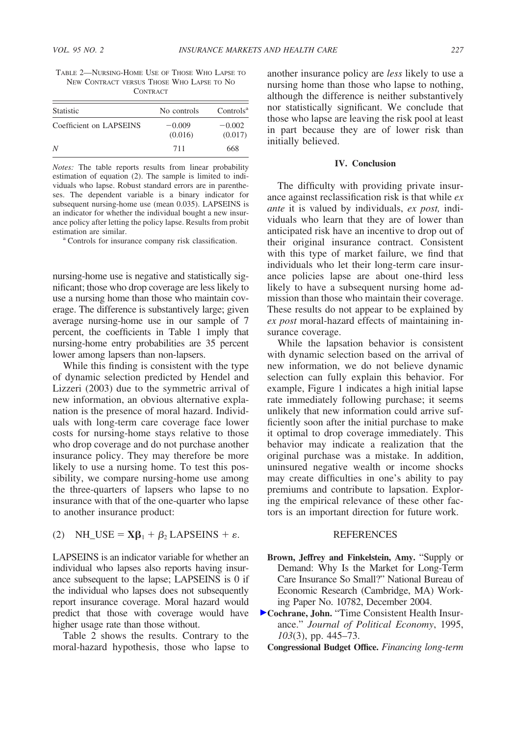TABLE 2—NURSING-HOME USE OF THOSE WHO LAPSE TO NEW CONTRACT VERSUS THOSE WHO LAPSE TO NO CONTRACT

| Statistic | No controls | Controls[a] |
|---|---|---|
| Coefficient on LAPSEINS | −0.009 (0.016) | −0.002 (0.017) |
| $N$ | 711 | 668 |

*Notes:* The table reports results from linear probability estimation of equation (2). The sample is limited to individuals who lapse. Robust standard errors are in parentheses. The dependent variable is a binary indicator for subsequent nursing-home use (mean 0.035). LAPSEINS is an indicator for whether the individual bought a new insurance policy after letting the policy lapse. Results from probit estimation are similar.

[a] Controls for insurance company risk classification.

nursing-home use is negative and statistically significant; those who drop coverage are less likely to use a nursing home than those who maintain coverage. The difference is substantively large; given average nursing-home use in our sample of 7 percent, the coefficients in Table 1 imply that nursing-home entry probabilities are 35 percent lower among lapsers than non-lapsers.

While this finding is consistent with the type of dynamic selection predicted by Hendel and Lizzeri (2003) due to the symmetric arrival of new information, an obvious alternative explanation is the presence of moral hazard. Individuals with long-term care coverage face lower costs for nursing-home stays relative to those who drop coverage and do not purchase another insurance policy. They may therefore be more likely to use a nursing home. To test this possibility, we compare nursing-home use among the three-quarters of lapsers who lapse to no insurance with that of the one-quarter who lapse to another insurance product:

$$\text{(2)} \quad \text{NH\_USE} = \mathbf{X}\boldsymbol{\beta}_1 + \beta_2 \,\text{LAPSEINS} + \varepsilon.$$

LAPSEINS is an indicator variable for whether an individual who lapses also reports having insurance subsequent to the lapse; LAPSEINS is 0 if the individual who lapses does not subsequently report insurance coverage. Moral hazard would predict that those with coverage would have higher usage rate than those without.

Table 2 shows the results. Contrary to the moral-hazard hypothesis, those who lapse to another insurance policy are *less* likely to use a nursing home than those who lapse to nothing, although the difference is neither substantively nor statistically significant. We conclude that those who lapse are leaving the risk pool at least in part because they are of lower risk than initially believed.

## IV. Conclusion

The difficulty with providing private insurance against reclassification risk is that while *ex ante* it is valued by individuals, *ex post,* individuals who learn that they are of lower than anticipated risk have an incentive to drop out of their original insurance contract. Consistent with this type of market failure, we find that individuals who let their long-term care insurance policies lapse are about one-third less likely to have a subsequent nursing home admission than those who maintain their coverage. These results do not appear to be explained by *ex post* moral-hazard effects of maintaining insurance coverage.

While the lapsation behavior is consistent with dynamic selection based on the arrival of new information, we do not believe dynamic selection can fully explain this behavior. For example, Figure 1 indicates a high initial lapse rate immediately following purchase; it seems unlikely that new information could arrive sufficiently soon after the initial purchase to make it optimal to drop coverage immediately. This behavior may indicate a realization that the original purchase was a mistake. In addition, uninsured negative wealth or income shocks may create difficulties in one's ability to pay premiums and contribute to lapsation. Exploring the empirical relevance of these other factors is an important direction for future work.

## REFERENCES

**Brown, Jeffrey and Finkelstein, Amy.** "Supply or Demand: Why Is the Market for Long-Term Care Insurance So Small?" National Bureau of Economic Research (Cambridge, MA) Working Paper No. 10782, December 2004.

**Cochrane, John.** "Time Consistent Health Insurance." *Journal of Political Economy*, 1995, *103*(3), pp. 445–73.

**Congressional Budget Office.** *Financing long-term*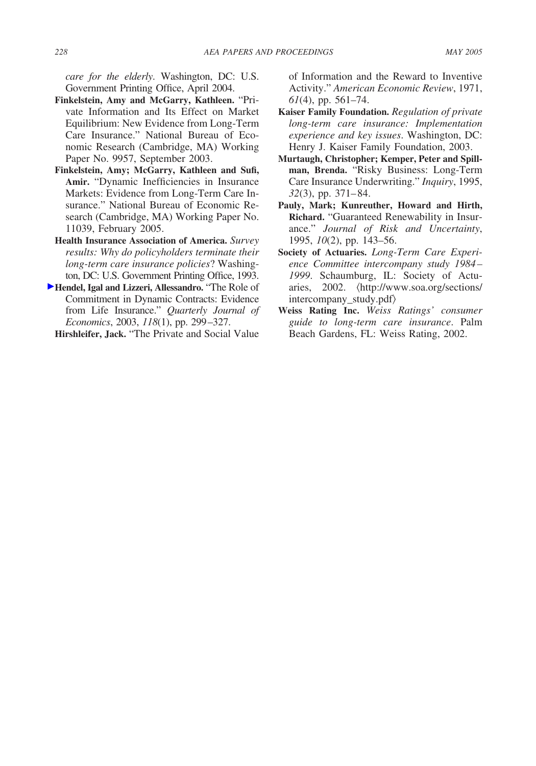*care for the elderly*. Washington, DC: U.S. Government Printing Office, April 2004.

**Finkelstein, Amy and McGarry, Kathleen.** "Private Information and Its Effect on Market Equilibrium: New Evidence from Long-Term Care Insurance." National Bureau of Economic Research (Cambridge, MA) Working Paper No. 9957, September 2003.

**Finkelstein, Amy; McGarry, Kathleen and Sufi, Amir.** "Dynamic Inefficiencies in Insurance Markets: Evidence from Long-Term Care Insurance." National Bureau of Economic Research (Cambridge, MA) Working Paper No. 11039, February 2005.

**Health Insurance Association of America.** *Survey results: Why do policyholders terminate their long-term care insurance policies*? Washington, DC: U.S. Government Printing Office, 1993.

**Hendel, Igal and Lizzeri, Allessandro.** "The Role of Commitment in Dynamic Contracts: Evidence from Life Insurance." *Quarterly Journal of Economics*, 2003, *118*(1), pp. 299–327.

**Hirshleifer, Jack.** "The Private and Social Value of Information and the Reward to Inventive Activity." *American Economic Review*, 1971, *61*(4), pp. 561–74.

**Kaiser Family Foundation.** *Regulation of private long-term care insurance: Implementation experience and key issues*. Washington, DC: Henry J. Kaiser Family Foundation, 2003.

**Murtaugh, Christopher; Kemper, Peter and Spillman, Brenda.** "Risky Business: Long-Term Care Insurance Underwriting." *Inquiry*, 1995, *32*(3), pp. 371–84.

**Pauly, Mark; Kunreuther, Howard and Hirth, Richard.** "Guaranteed Renewability in Insurance." *Journal of Risk and Uncertainty*, 1995, *10*(2), pp. 143–56.

**Society of Actuaries.** *Long-Term Care Experience Committee intercompany study 1984–1999*. Schaumburg, IL: Society of Actuaries, 2002. ⟨http://www.soa.org/sections/intercompany_study.pdf⟩

**Weiss Rating Inc.** *Weiss Ratings' consumer guide to long-term care insurance*. Palm Beach Gardens, FL: Weiss Rating, 2002.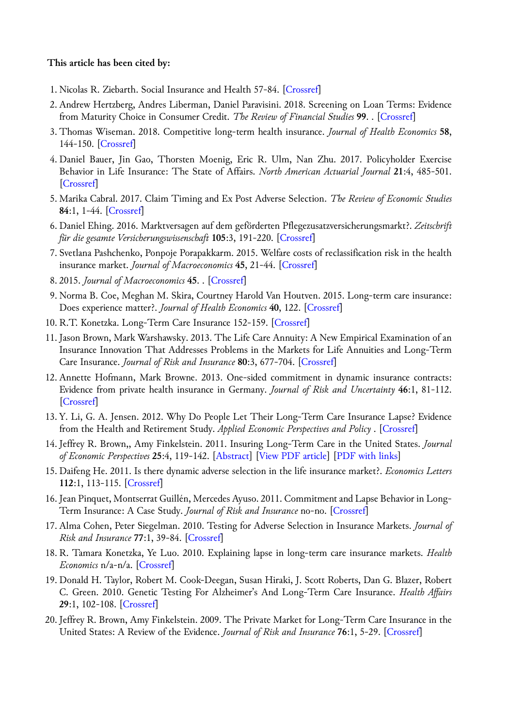**This article has been cited by:**

1. Nicolas R. Ziebarth. Social Insurance and Health 57-84. [Crossref]
2. Andrew Hertzberg, Andres Liberman, Daniel Paravisini. 2018. Screening on Loan Terms: Evidence from Maturity Choice in Consumer Credit. *The Review of Financial Studies* **99**. . [Crossref]
3. Thomas Wiseman. 2018. Competitive long-term health insurance. *Journal of Health Economics* **58**, 144-150. [Crossref]
4. Daniel Bauer, Jin Gao, Thorsten Moenig, Eric R. Ulm, Nan Zhu. 2017. Policyholder Exercise Behavior in Life Insurance: The State of Affairs. *North American Actuarial Journal* **21**:4, 485-501. [Crossref]
5. Marika Cabral. 2017. Claim Timing and Ex Post Adverse Selection. *The Review of Economic Studies* **84**:1, 1-44. [Crossref]
6. Daniel Ehing. 2016. Marktversagen auf dem geförderten Pflegezusatzversicherungsmarkt?. *Zeitschrift für die gesamte Versicherungswissenschaft* **105**:3, 191-220. [Crossref]
7. Svetlana Pashchenko, Ponpoje Porapakkarm. 2015. Welfare costs of reclassification risk in the health insurance market. *Journal of Macroeconomics* **45**, 21-44. [Crossref]
8. 2015. *Journal of Macroeconomics* **45**. . [Crossref]
9. Norma B. Coe, Meghan M. Skira, Courtney Harold Van Houtven. 2015. Long-term care insurance: Does experience matter?. *Journal of Health Economics* **40**, 122. [Crossref]
10. R.T. Konetzka. Long-Term Care Insurance 152-159. [Crossref]
11. Jason Brown, Mark Warshawsky. 2013. The Life Care Annuity: A New Empirical Examination of an Insurance Innovation That Addresses Problems in the Markets for Life Annuities and Long-Term Care Insurance. *Journal of Risk and Insurance* **80**:3, 677-704. [Crossref]
12. Annette Hofmann, Mark Browne. 2013. One-sided commitment in dynamic insurance contracts: Evidence from private health insurance in Germany. *Journal of Risk and Uncertainty* **46**:1, 81-112. [Crossref]
13. Y. Li, G. A. Jensen. 2012. Why Do People Let Their Long-Term Care Insurance Lapse? Evidence from the Health and Retirement Study. *Applied Economic Perspectives and Policy* . [Crossref]
14. Jeffrey R. Brown,, Amy Finkelstein. 2011. Insuring Long-Term Care in the United States. *Journal of Economic Perspectives* **25**:4, 119-142. [Abstract] [View PDF article] [PDF with links]
15. Daifeng He. 2011. Is there dynamic adverse selection in the life insurance market?. *Economics Letters* **112**:1, 113-115. [Crossref]
16. Jean Pinquet, Montserrat Guillén, Mercedes Ayuso. 2011. Commitment and Lapse Behavior in Long-Term Insurance: A Case Study. *Journal of Risk and Insurance* no-no. [Crossref]
17. Alma Cohen, Peter Siegelman. 2010. Testing for Adverse Selection in Insurance Markets. *Journal of Risk and Insurance* **77**:1, 39-84. [Crossref]
18. R. Tamara Konetzka, Ye Luo. 2010. Explaining lapse in long-term care insurance markets. *Health Economics* n/a-n/a. [Crossref]
19. Donald H. Taylor, Robert M. Cook-Deegan, Susan Hiraki, J. Scott Roberts, Dan G. Blazer, Robert C. Green. 2010. Genetic Testing For Alzheimer's And Long-Term Care Insurance. *Health Affairs* **29**:1, 102-108. [Crossref]
20. Jeffrey R. Brown, Amy Finkelstein. 2009. The Private Market for Long-Term Care Insurance in the United States: A Review of the Evidence. *Journal of Risk and Insurance* **76**:1, 5-29. [Crossref]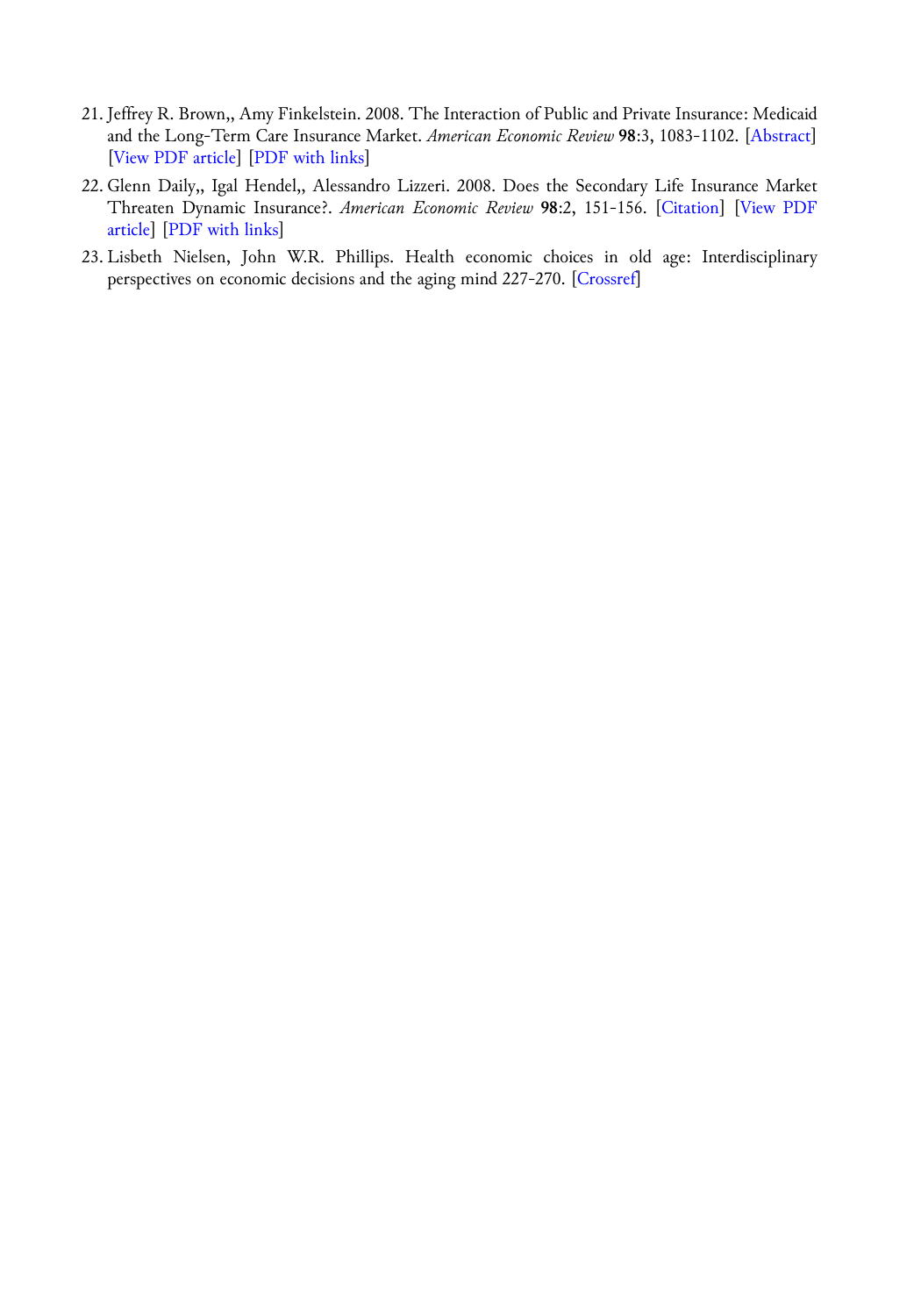21. Jeffrey R. Brown,, Amy Finkelstein. 2008. The Interaction of Public and Private Insurance: Medicaid and the Long-Term Care Insurance Market. *American Economic Review* **98**:3, 1083-1102. [Abstract] [View PDF article] [PDF with links]

22. Glenn Daily,, Igal Hendel,, Alessandro Lizzeri. 2008. Does the Secondary Life Insurance Market Threaten Dynamic Insurance?. *American Economic Review* **98**:2, 151-156. [Citation] [View PDF article] [PDF with links]

23. Lisbeth Nielsen, John W.R. Phillips. Health economic choices in old age: Interdisciplinary perspectives on economic decisions and the aging mind 227-270. [Crossref]